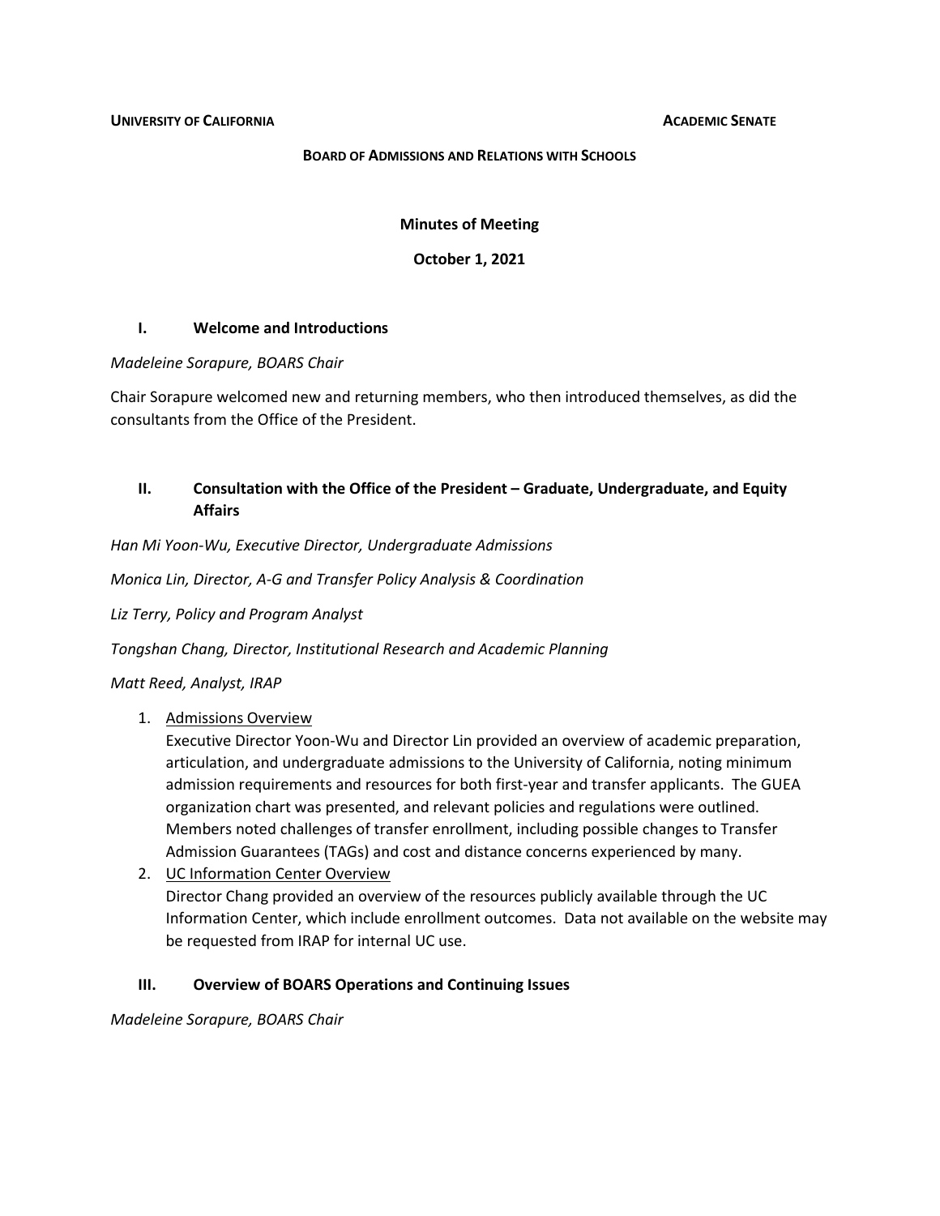**UNIVERSITY OF CALIFORNIA** **ACADEMIC SENATE**

**BOARD OF ADMISSIONS AND RELATIONS WITH SCHOOLS**

**Minutes of Meeting**

**October 1, 2021**

## I. Welcome and Introductions

*Madeleine Sorapure, BOARS Chair*

Chair Sorapure welcomed new and returning members, who then introduced themselves, as did the consultants from the Office of the President.

## II. Consultation with the Office of the President – Graduate, Undergraduate, and Equity Affairs

*Han Mi Yoon-Wu, Executive Director, Undergraduate Admissions*

*Monica Lin, Director, A-G and Transfer Policy Analysis & Coordination*

*Liz Terry, Policy and Program Analyst*

*Tongshan Chang, Director, Institutional Research and Academic Planning*

*Matt Reed, Analyst, IRAP*

1. <u>Admissions Overview</u>
   Executive Director Yoon-Wu and Director Lin provided an overview of academic preparation, articulation, and undergraduate admissions to the University of California, noting minimum admission requirements and resources for both first-year and transfer applicants. The GUEA organization chart was presented, and relevant policies and regulations were outlined. Members noted challenges of transfer enrollment, including possible changes to Transfer Admission Guarantees (TAGs) and cost and distance concerns experienced by many.
2. <u>UC Information Center Overview</u>
   Director Chang provided an overview of the resources publicly available through the UC Information Center, which include enrollment outcomes. Data not available on the website may be requested from IRAP for internal UC use.

## III. Overview of BOARS Operations and Continuing Issues

*Madeleine Sorapure, BOARS Chair*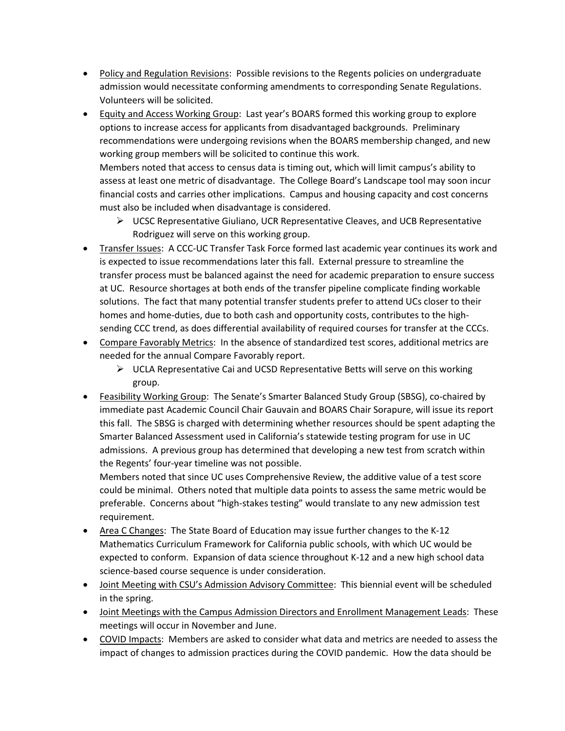- Policy and Regulation Revisions: Possible revisions to the Regents policies on undergraduate admission would necessitate conforming amendments to corresponding Senate Regulations. Volunteers will be solicited.
- Equity and Access Working Group: Last year's BOARS formed this working group to explore options to increase access for applicants from disadvantaged backgrounds. Preliminary recommendations were undergoing revisions when the BOARS membership changed, and new working group members will be solicited to continue this work.
  Members noted that access to census data is timing out, which will limit campus's ability to assess at least one metric of disadvantage. The College Board's Landscape tool may soon incur financial costs and carries other implications. Campus and housing capacity and cost concerns must also be included when disadvantage is considered.
  - UCSC Representative Giuliano, UCR Representative Cleaves, and UCB Representative Rodriguez will serve on this working group.
- Transfer Issues: A CCC-UC Transfer Task Force formed last academic year continues its work and is expected to issue recommendations later this fall. External pressure to streamline the transfer process must be balanced against the need for academic preparation to ensure success at UC. Resource shortages at both ends of the transfer pipeline complicate finding workable solutions. The fact that many potential transfer students prefer to attend UCs closer to their homes and home-duties, due to both cash and opportunity costs, contributes to the high-sending CCC trend, as does differential availability of required courses for transfer at the CCCs.
- Compare Favorably Metrics: In the absence of standardized test scores, additional metrics are needed for the annual Compare Favorably report.
  - UCLA Representative Cai and UCSD Representative Betts will serve on this working group.
- Feasibility Working Group: The Senate's Smarter Balanced Study Group (SBSG), co-chaired by immediate past Academic Council Chair Gauvain and BOARS Chair Sorapure, will issue its report this fall. The SBSG is charged with determining whether resources should be spent adapting the Smarter Balanced Assessment used in California's statewide testing program for use in UC admissions. A previous group has determined that developing a new test from scratch within the Regents' four-year timeline was not possible.
  Members noted that since UC uses Comprehensive Review, the additive value of a test score could be minimal. Others noted that multiple data points to assess the same metric would be preferable. Concerns about "high-stakes testing" would translate to any new admission test requirement.
- Area C Changes: The State Board of Education may issue further changes to the K-12 Mathematics Curriculum Framework for California public schools, with which UC would be expected to conform. Expansion of data science throughout K-12 and a new high school data science-based course sequence is under consideration.
- Joint Meeting with CSU's Admission Advisory Committee: This biennial event will be scheduled in the spring.
- Joint Meetings with the Campus Admission Directors and Enrollment Management Leads: These meetings will occur in November and June.
- COVID Impacts: Members are asked to consider what data and metrics are needed to assess the impact of changes to admission practices during the COVID pandemic. How the data should be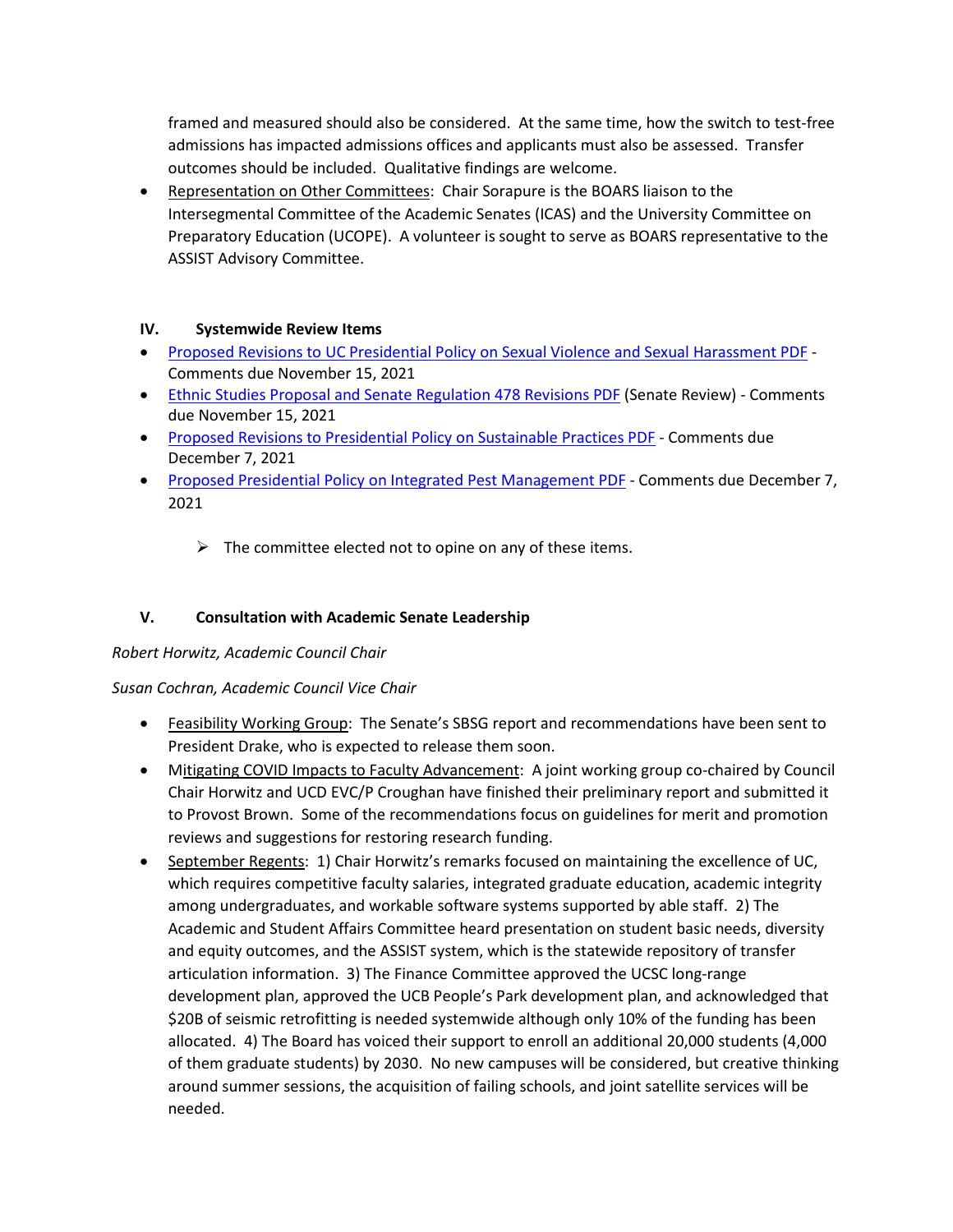framed and measured should also be considered. At the same time, how the switch to test-free admissions has impacted admissions offices and applicants must also be assessed. Transfer outcomes should be included. Qualitative findings are welcome.

- Representation on Other Committees: Chair Sorapure is the BOARS liaison to the Intersegmental Committee of the Academic Senates (ICAS) and the University Committee on Preparatory Education (UCOPE). A volunteer is sought to serve as BOARS representative to the ASSIST Advisory Committee.

## IV. Systemwide Review Items

- [Proposed Revisions to UC Presidential Policy on Sexual Violence and Sexual Harassment PDF](#) - Comments due November 15, 2021
- [Ethnic Studies Proposal and Senate Regulation 478 Revisions PDF](#) (Senate Review) - Comments due November 15, 2021
- [Proposed Revisions to Presidential Policy on Sustainable Practices PDF](#) - Comments due December 7, 2021
- [Proposed Presidential Policy on Integrated Pest Management PDF](#) - Comments due December 7, 2021

  - The committee elected not to opine on any of these items.

## V. Consultation with Academic Senate Leadership

*Robert Horwitz, Academic Council Chair*

*Susan Cochran, Academic Council Vice Chair*

- Feasibility Working Group: The Senate's SBSG report and recommendations have been sent to President Drake, who is expected to release them soon.
- Mitigating COVID Impacts to Faculty Advancement: A joint working group co-chaired by Council Chair Horwitz and UCD EVC/P Croughan have finished their preliminary report and submitted it to Provost Brown. Some of the recommendations focus on guidelines for merit and promotion reviews and suggestions for restoring research funding.
- September Regents: 1) Chair Horwitz's remarks focused on maintaining the excellence of UC, which requires competitive faculty salaries, integrated graduate education, academic integrity among undergraduates, and workable software systems supported by able staff. 2) The Academic and Student Affairs Committee heard presentation on student basic needs, diversity and equity outcomes, and the ASSIST system, which is the statewide repository of transfer articulation information. 3) The Finance Committee approved the UCSC long-range development plan, approved the UCB People's Park development plan, and acknowledged that \$20B of seismic retrofitting is needed systemwide although only 10% of the funding has been allocated. 4) The Board has voiced their support to enroll an additional 20,000 students (4,000 of them graduate students) by 2030. No new campuses will be considered, but creative thinking around summer sessions, the acquisition of failing schools, and joint satellite services will be needed.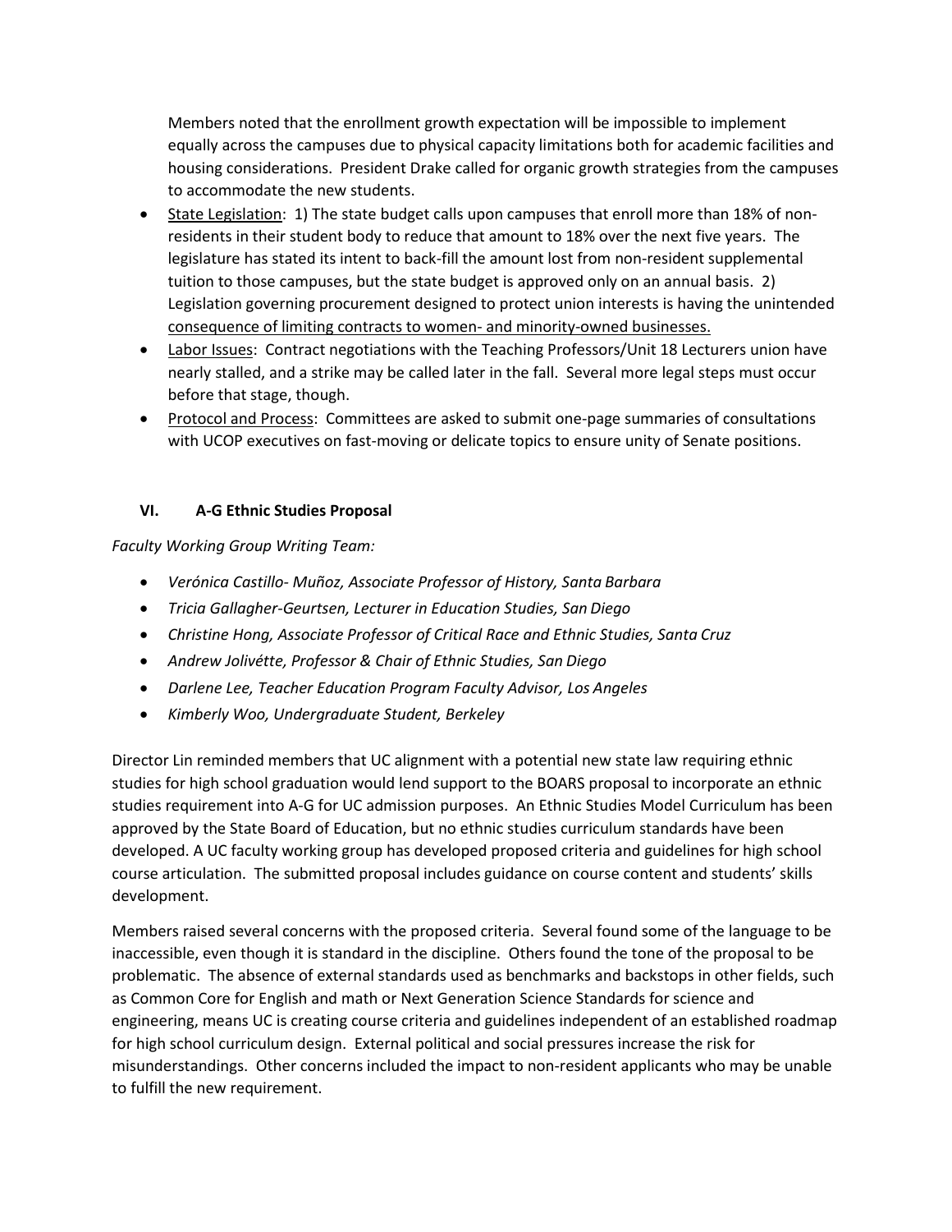Members noted that the enrollment growth expectation will be impossible to implement equally across the campuses due to physical capacity limitations both for academic facilities and housing considerations. President Drake called for organic growth strategies from the campuses to accommodate the new students.

- <u>State Legislation</u>: 1) The state budget calls upon campuses that enroll more than 18% of non-residents in their student body to reduce that amount to 18% over the next five years. The legislature has stated its intent to back-fill the amount lost from non-resident supplemental tuition to those campuses, but the state budget is approved only on an annual basis. 2) Legislation governing procurement designed to protect union interests is having the unintended <u>consequence of limiting contracts to women- and minority-owned businesses.</u>
- <u>Labor Issues</u>: Contract negotiations with the Teaching Professors/Unit 18 Lecturers union have nearly stalled, and a strike may be called later in the fall. Several more legal steps must occur before that stage, though.
- <u>Protocol and Process</u>: Committees are asked to submit one-page summaries of consultations with UCOP executives on fast-moving or delicate topics to ensure unity of Senate positions.

## VI. A-G Ethnic Studies Proposal

*Faculty Working Group Writing Team:*

- *Verónica Castillo- Muñoz, Associate Professor of History, Santa Barbara*
- *Tricia Gallagher-Geurtsen, Lecturer in Education Studies, San Diego*
- *Christine Hong, Associate Professor of Critical Race and Ethnic Studies, Santa Cruz*
- *Andrew Jolivétte, Professor & Chair of Ethnic Studies, San Diego*
- *Darlene Lee, Teacher Education Program Faculty Advisor, Los Angeles*
- *Kimberly Woo, Undergraduate Student, Berkeley*

Director Lin reminded members that UC alignment with a potential new state law requiring ethnic studies for high school graduation would lend support to the BOARS proposal to incorporate an ethnic studies requirement into A-G for UC admission purposes. An Ethnic Studies Model Curriculum has been approved by the State Board of Education, but no ethnic studies curriculum standards have been developed. A UC faculty working group has developed proposed criteria and guidelines for high school course articulation. The submitted proposal includes guidance on course content and students' skills development.

Members raised several concerns with the proposed criteria. Several found some of the language to be inaccessible, even though it is standard in the discipline. Others found the tone of the proposal to be problematic. The absence of external standards used as benchmarks and backstops in other fields, such as Common Core for English and math or Next Generation Science Standards for science and engineering, means UC is creating course criteria and guidelines independent of an established roadmap for high school curriculum design. External political and social pressures increase the risk for misunderstandings. Other concerns included the impact to non-resident applicants who may be unable to fulfill the new requirement.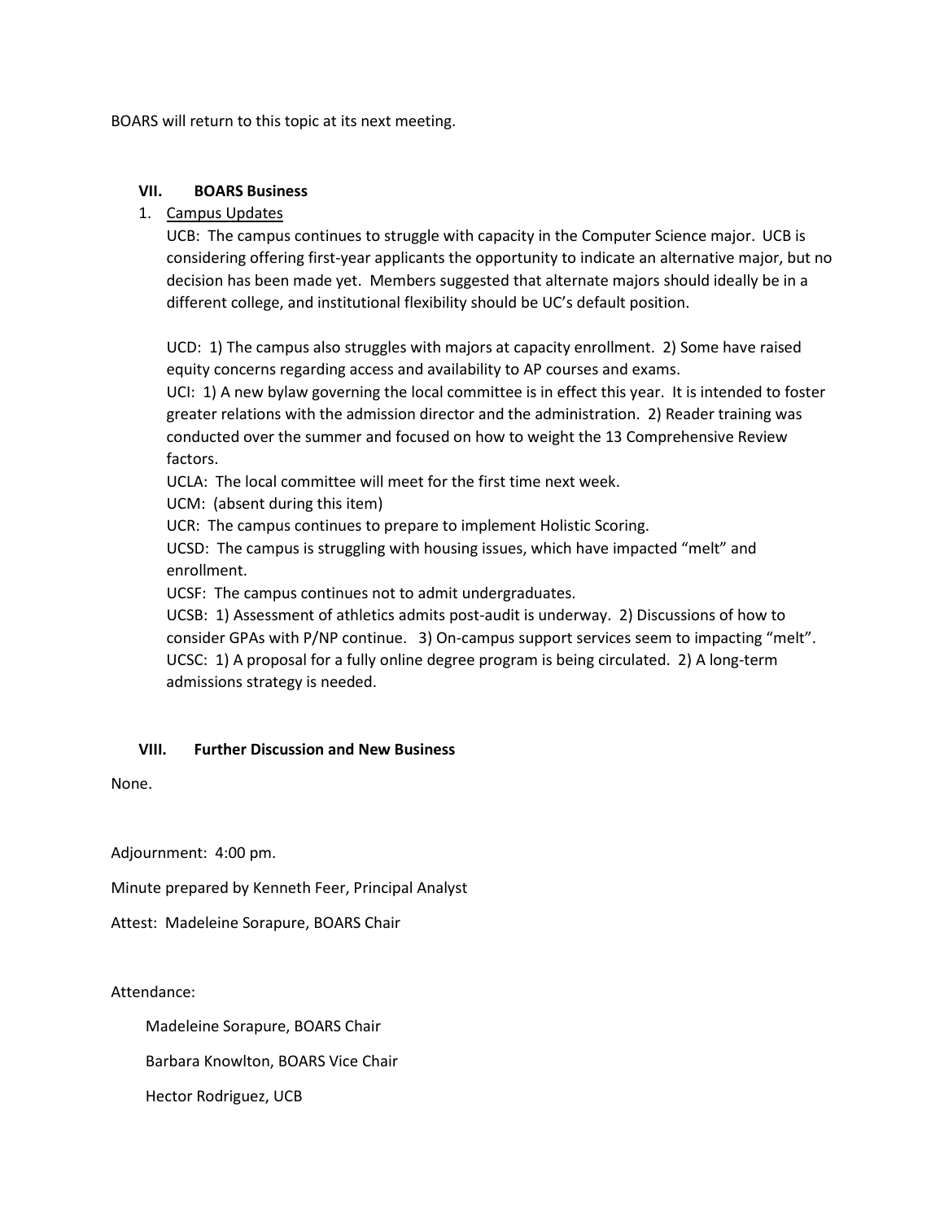BOARS will return to this topic at its next meeting.

## VII. BOARS Business

1. Campus Updates

   UCB: The campus continues to struggle with capacity in the Computer Science major. UCB is considering offering first-year applicants the opportunity to indicate an alternative major, but no decision has been made yet. Members suggested that alternate majors should ideally be in a different college, and institutional flexibility should be UC's default position.

   UCD: 1) The campus also struggles with majors at capacity enrollment. 2) Some have raised equity concerns regarding access and availability to AP courses and exams.

   UCI: 1) A new bylaw governing the local committee is in effect this year. It is intended to foster greater relations with the admission director and the administration. 2) Reader training was conducted over the summer and focused on how to weight the 13 Comprehensive Review factors.

   UCLA: The local committee will meet for the first time next week.

   UCM: (absent during this item)

   UCR: The campus continues to prepare to implement Holistic Scoring.

   UCSD: The campus is struggling with housing issues, which have impacted "melt" and enrollment.

   UCSF: The campus continues not to admit undergraduates.

   UCSB: 1) Assessment of athletics admits post-audit is underway. 2) Discussions of how to consider GPAs with P/NP continue. 3) On-campus support services seem to impacting "melt".

   UCSC: 1) A proposal for a fully online degree program is being circulated. 2) A long-term admissions strategy is needed.

## VIII. Further Discussion and New Business

None.

Adjournment: 4:00 pm.

Minute prepared by Kenneth Feer, Principal Analyst

Attest: Madeleine Sorapure, BOARS Chair

Attendance:

Madeleine Sorapure, BOARS Chair

Barbara Knowlton, BOARS Vice Chair

Hector Rodriguez, UCB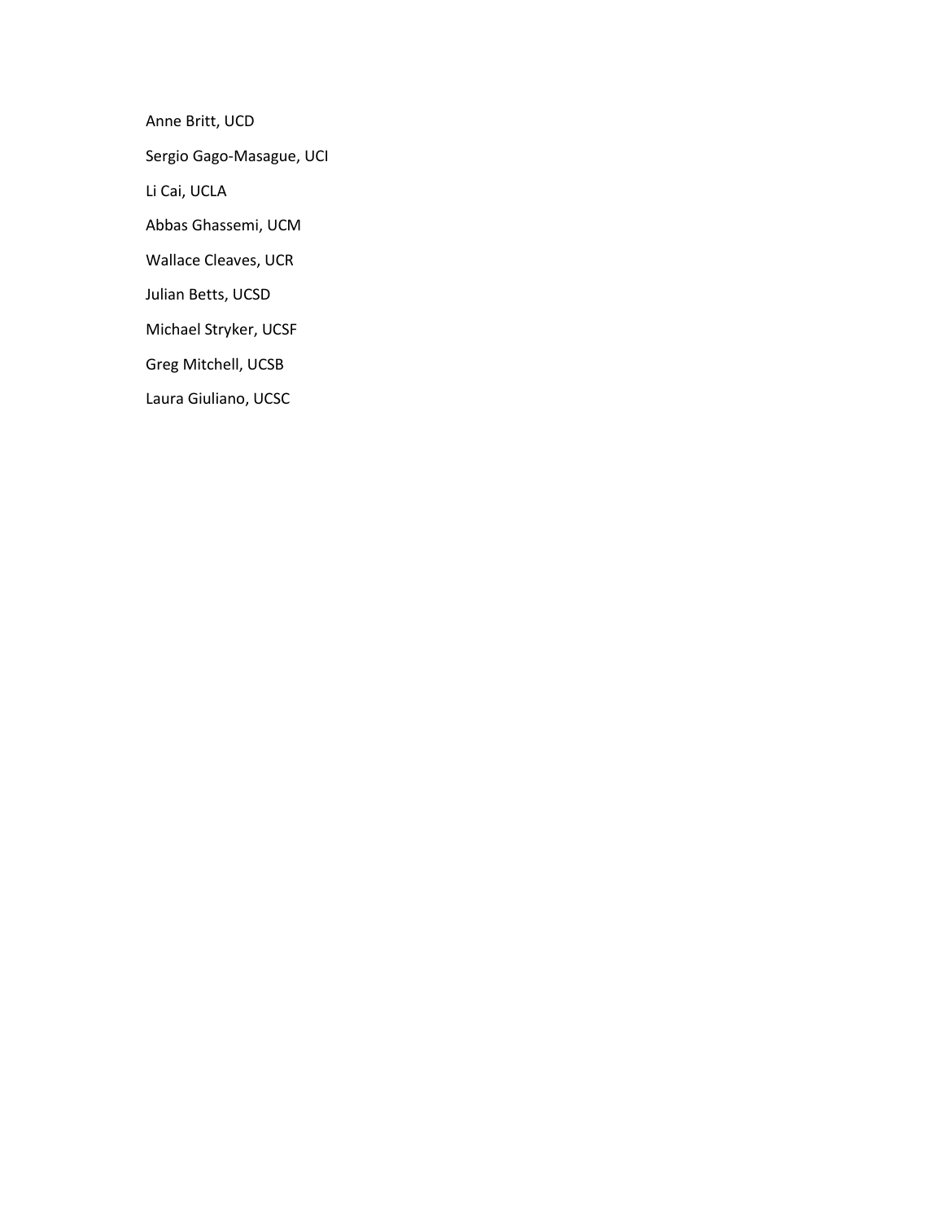Anne Britt, UCD

Sergio Gago-Masague, UCI

Li Cai, UCLA

Abbas Ghassemi, UCM

Wallace Cleaves, UCR

Julian Betts, UCSD

Michael Stryker, UCSF

Greg Mitchell, UCSB

Laura Giuliano, UCSC